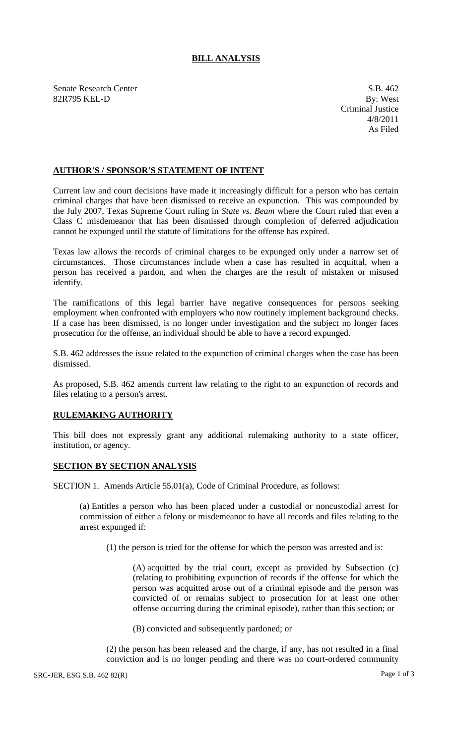## BILL ANALYSIS

Senate Research Center
82R795 KEL-D

S.B. 462
By: West
Criminal Justice
4/8/2011
As Filed

### AUTHOR'S / SPONSOR'S STATEMENT OF INTENT

Current law and court decisions have made it increasingly difficult for a person who has certain criminal charges that have been dismissed to receive an expunction. This was compounded by the July 2007, Texas Supreme Court ruling in *State vs. Beam* where the Court ruled that even a Class C misdemeanor that has been dismissed through completion of deferred adjudication cannot be expunged until the statute of limitations for the offense has expired.

Texas law allows the records of criminal charges to be expunged only under a narrow set of circumstances. Those circumstances include when a case has resulted in acquittal, when a person has received a pardon, and when the charges are the result of mistaken or misused identify.

The ramifications of this legal barrier have negative consequences for persons seeking employment when confronted with employers who now routinely implement background checks. If a case has been dismissed, is no longer under investigation and the subject no longer faces prosecution for the offense, an individual should be able to have a record expunged.

S.B. 462 addresses the issue related to the expunction of criminal charges when the case has been dismissed.

As proposed, S.B. 462 amends current law relating to the right to an expunction of records and files relating to a person's arrest.

### RULEMAKING AUTHORITY

This bill does not expressly grant any additional rulemaking authority to a state officer, institution, or agency.

### SECTION BY SECTION ANALYSIS

SECTION 1. Amends Article 55.01(a), Code of Criminal Procedure, as follows:

(a) Entitles a person who has been placed under a custodial or noncustodial arrest for commission of either a felony or misdemeanor to have all records and files relating to the arrest expunged if:

(1) the person is tried for the offense for which the person was arrested and is:

(A) acquitted by the trial court, except as provided by Subsection (c) (relating to prohibiting expunction of records if the offense for which the person was acquitted arose out of a criminal episode and the person was convicted of or remains subject to prosecution for at least one other offense occurring during the criminal episode), rather than this section; or

(B) convicted and subsequently pardoned; or

(2) the person has been released and the charge, if any, has not resulted in a final conviction and is no longer pending and there was no court-ordered community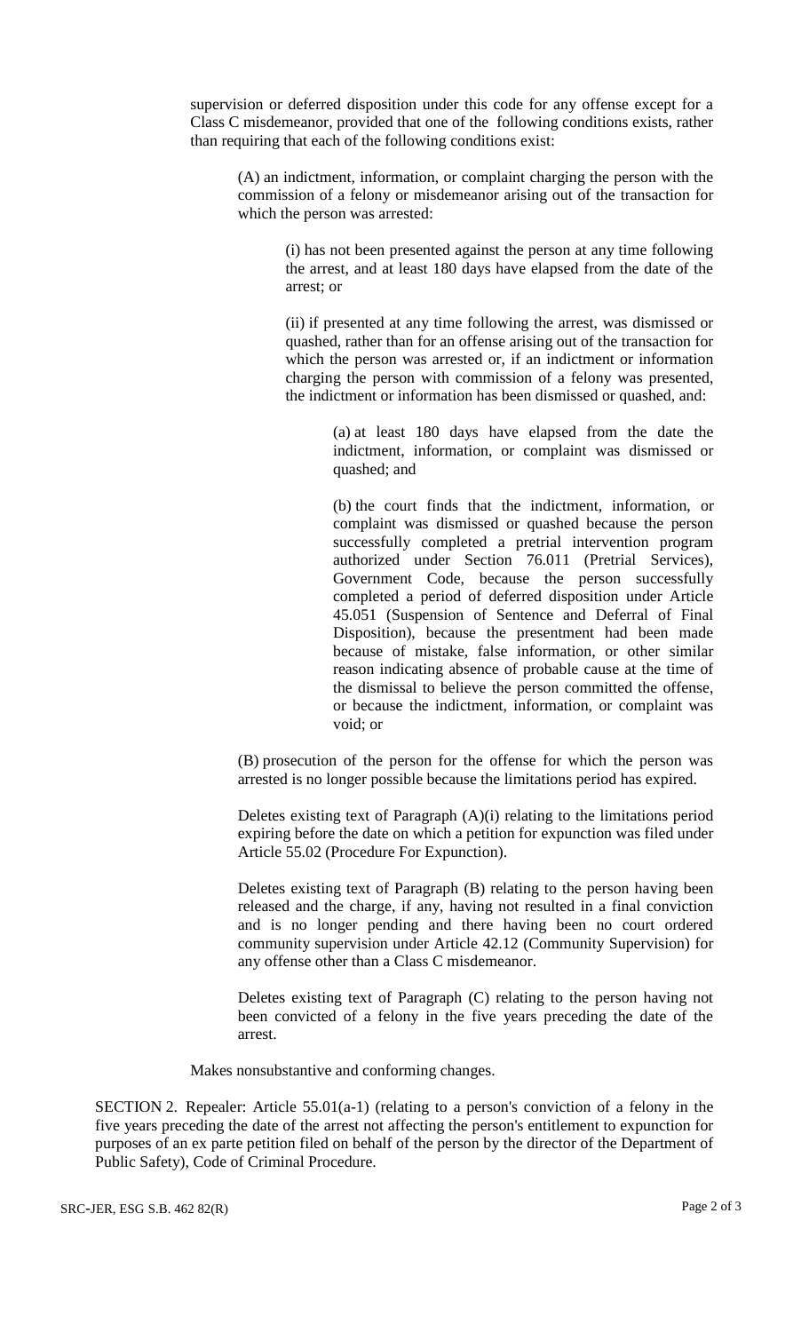supervision or deferred disposition under this code for any offense except for a Class C misdemeanor, provided that one of the following conditions exists, rather than requiring that each of the following conditions exist:

(A) an indictment, information, or complaint charging the person with the commission of a felony or misdemeanor arising out of the transaction for which the person was arrested:

(i) has not been presented against the person at any time following the arrest, and at least 180 days have elapsed from the date of the arrest; or

(ii) if presented at any time following the arrest, was dismissed or quashed, rather than for an offense arising out of the transaction for which the person was arrested or, if an indictment or information charging the person with commission of a felony was presented, the indictment or information has been dismissed or quashed, and:

(a) at least 180 days have elapsed from the date the indictment, information, or complaint was dismissed or quashed; and

(b) the court finds that the indictment, information, or complaint was dismissed or quashed because the person successfully completed a pretrial intervention program authorized under Section 76.011 (Pretrial Services), Government Code, because the person successfully completed a period of deferred disposition under Article 45.051 (Suspension of Sentence and Deferral of Final Disposition), because the presentment had been made because of mistake, false information, or other similar reason indicating absence of probable cause at the time of the dismissal to believe the person committed the offense, or because the indictment, information, or complaint was void; or

(B) prosecution of the person for the offense for which the person was arrested is no longer possible because the limitations period has expired.

Deletes existing text of Paragraph (A)(i) relating to the limitations period expiring before the date on which a petition for expunction was filed under Article 55.02 (Procedure For Expunction).

Deletes existing text of Paragraph (B) relating to the person having been released and the charge, if any, having not resulted in a final conviction and is no longer pending and there having been no court ordered community supervision under Article 42.12 (Community Supervision) for any offense other than a Class C misdemeanor.

Deletes existing text of Paragraph (C) relating to the person having not been convicted of a felony in the five years preceding the date of the arrest.

Makes nonsubstantive and conforming changes.

SECTION 2. Repealer: Article 55.01(a-1) (relating to a person's conviction of a felony in the five years preceding the date of the arrest not affecting the person's entitlement to expunction for purposes of an ex parte petition filed on behalf of the person by the director of the Department of Public Safety), Code of Criminal Procedure.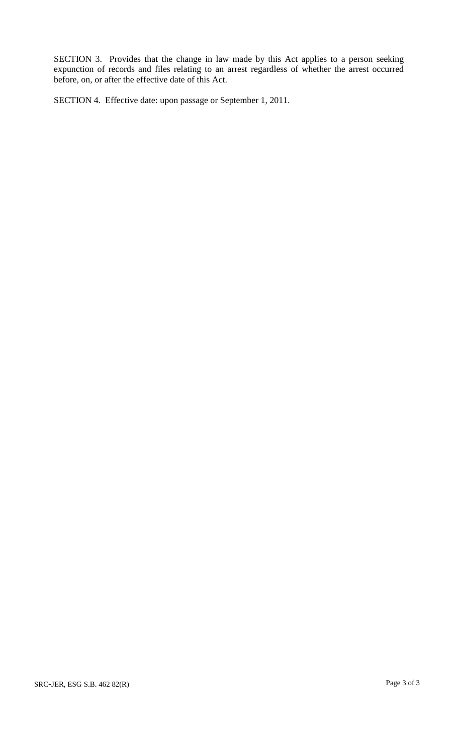SECTION 3. Provides that the change in law made by this Act applies to a person seeking expunction of records and files relating to an arrest regardless of whether the arrest occurred before, on, or after the effective date of this Act.

SECTION 4. Effective date: upon passage or September 1, 2011.